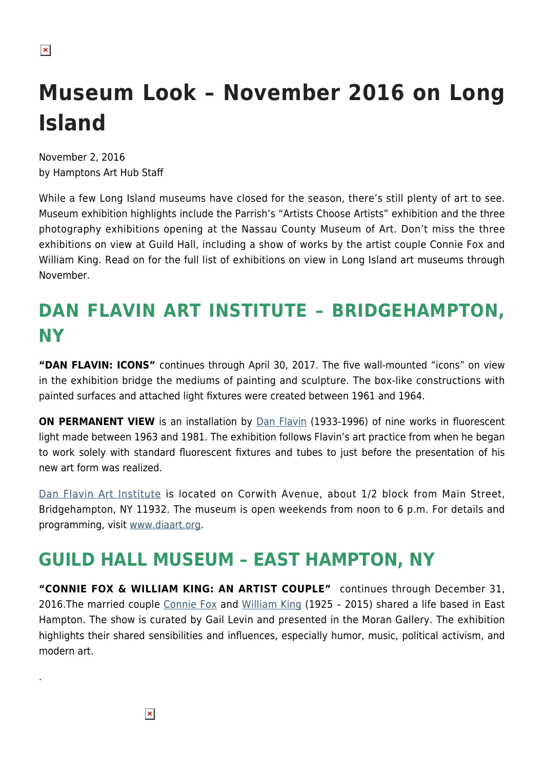# Museum Look – November 2016 on Long Island

November 2, 2016
by Hamptons Art Hub Staff

While a few Long Island museums have closed for the season, there's still plenty of art to see. Museum exhibition highlights include the Parrish's "Artists Choose Artists" exhibition and the three photography exhibitions opening at the Nassau County Museum of Art. Don't miss the three exhibitions on view at Guild Hall, including a show of works by the artist couple Connie Fox and William King. Read on for the full list of exhibitions on view in Long Island art museums through November.

## DAN FLAVIN ART INSTITUTE – BRIDGEHAMPTON, NY

**"DAN FLAVIN: ICONS"** continues through April 30, 2017. The five wall-mounted "icons" on view in the exhibition bridge the mediums of painting and sculpture. The box-like constructions with painted surfaces and attached light fixtures were created between 1961 and 1964.

**ON PERMANENT VIEW** is an installation by Dan Flavin (1933-1996) of nine works in fluorescent light made between 1963 and 1981. The exhibition follows Flavin's art practice from when he began to work solely with standard fluorescent fixtures and tubes to just before the presentation of his new art form was realized.

Dan Flavin Art Institute is located on Corwith Avenue, about 1/2 block from Main Street, Bridgehampton, NY 11932. The museum is open weekends from noon to 6 p.m. For details and programming, visit www.diaart.org.

## GUILD HALL MUSEUM – EAST HAMPTON, NY

**"CONNIE FOX & WILLIAM KING: AN ARTIST COUPLE"** continues through December 31, 2016.The married couple Connie Fox and William King (1925 – 2015) shared a life based in East Hampton. The show is curated by Gail Levin and presented in the Moran Gallery. The exhibition highlights their shared sensibilities and influences, especially humor, music, political activism, and modern art.

.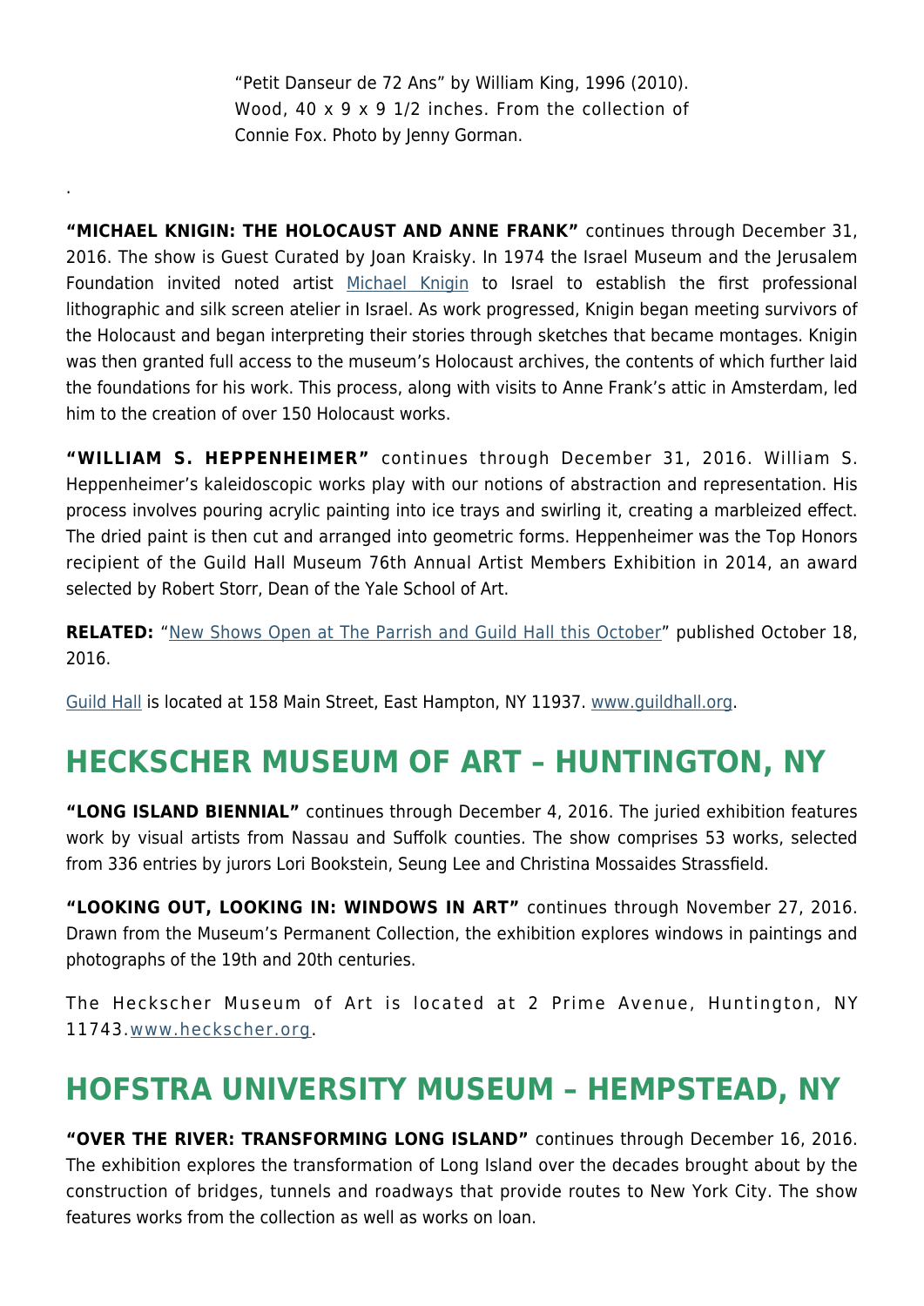"Petit Danseur de 72 Ans" by William King, 1996 (2010). Wood, 40 x 9 x 9 1/2 inches. From the collection of Connie Fox. Photo by Jenny Gorman.

.

**"MICHAEL KNIGIN: THE HOLOCAUST AND ANNE FRANK"** continues through December 31, 2016. The show is Guest Curated by Joan Kraisky. In 1974 the Israel Museum and the Jerusalem Foundation invited noted artist Michael Knigin to Israel to establish the first professional lithographic and silk screen atelier in Israel. As work progressed, Knigin began meeting survivors of the Holocaust and began interpreting their stories through sketches that became montages. Knigin was then granted full access to the museum's Holocaust archives, the contents of which further laid the foundations for his work. This process, along with visits to Anne Frank's attic in Amsterdam, led him to the creation of over 150 Holocaust works.

**"WILLIAM S. HEPPENHEIMER"** continues through December 31, 2016. William S. Heppenheimer's kaleidoscopic works play with our notions of abstraction and representation. His process involves pouring acrylic painting into ice trays and swirling it, creating a marbleized effect. The dried paint is then cut and arranged into geometric forms. Heppenheimer was the Top Honors recipient of the Guild Hall Museum 76th Annual Artist Members Exhibition in 2014, an award selected by Robert Storr, Dean of the Yale School of Art.

**RELATED:** "New Shows Open at The Parrish and Guild Hall this October" published October 18, 2016.

Guild Hall is located at 158 Main Street, East Hampton, NY 11937. www.guildhall.org.

## HECKSCHER MUSEUM OF ART – HUNTINGTON, NY

**"LONG ISLAND BIENNIAL"** continues through December 4, 2016. The juried exhibition features work by visual artists from Nassau and Suffolk counties. The show comprises 53 works, selected from 336 entries by jurors Lori Bookstein, Seung Lee and Christina Mossaides Strassfield.

**"LOOKING OUT, LOOKING IN: WINDOWS IN ART"** continues through November 27, 2016. Drawn from the Museum's Permanent Collection, the exhibition explores windows in paintings and photographs of the 19th and 20th centuries.

The Heckscher Museum of Art is located at 2 Prime Avenue, Huntington, NY 11743.www.heckscher.org.

## HOFSTRA UNIVERSITY MUSEUM – HEMPSTEAD, NY

**"OVER THE RIVER: TRANSFORMING LONG ISLAND"** continues through December 16, 2016. The exhibition explores the transformation of Long Island over the decades brought about by the construction of bridges, tunnels and roadways that provide routes to New York City. The show features works from the collection as well as works on loan.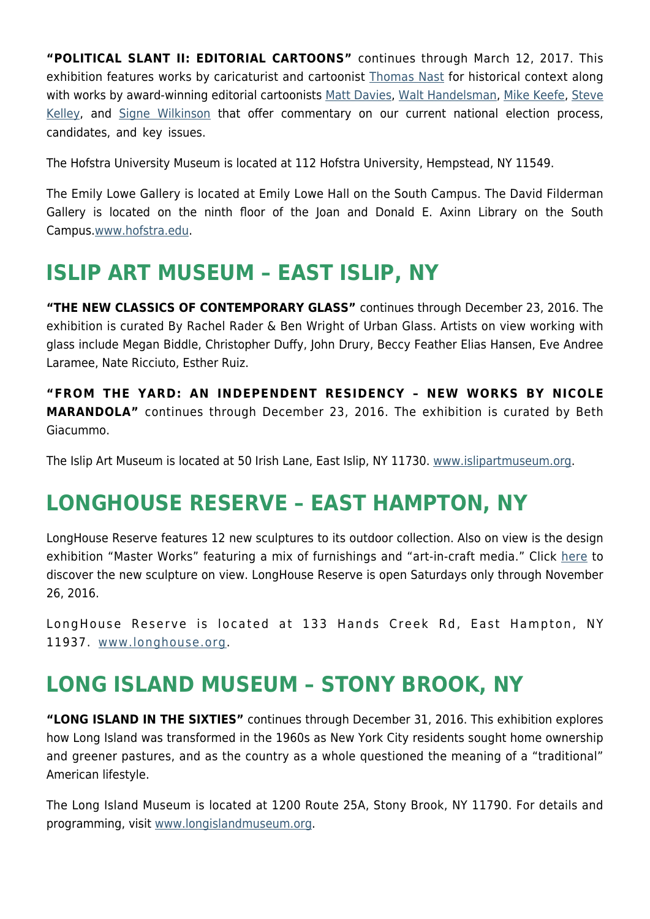**"POLITICAL SLANT II: EDITORIAL CARTOONS"** continues through March 12, 2017. This exhibition features works by caricaturist and cartoonist Thomas Nast for historical context along with works by award-winning editorial cartoonists Matt Davies, Walt Handelsman, Mike Keefe, Steve Kelley, and Signe Wilkinson that offer commentary on our current national election process, candidates, and key issues.

The Hofstra University Museum is located at 112 Hofstra University, Hempstead, NY 11549.

The Emily Lowe Gallery is located at Emily Lowe Hall on the South Campus. The David Filderman Gallery is located on the ninth floor of the Joan and Donald E. Axinn Library on the South Campus.www.hofstra.edu.

## ISLIP ART MUSEUM – EAST ISLIP, NY

**"THE NEW CLASSICS OF CONTEMPORARY GLASS"** continues through December 23, 2016. The exhibition is curated By Rachel Rader & Ben Wright of Urban Glass. Artists on view working with glass include Megan Biddle, Christopher Duffy, John Drury, Beccy Feather Elias Hansen, Eve Andree Laramee, Nate Ricciuto, Esther Ruiz.

**"FROM THE YARD: AN INDEPENDENT RESIDENCY – NEW WORKS BY NICOLE MARANDOLA"** continues through December 23, 2016. The exhibition is curated by Beth Giacummo.

The Islip Art Museum is located at 50 Irish Lane, East Islip, NY 11730. www.islipartmuseum.org.

## LONGHOUSE RESERVE – EAST HAMPTON, NY

LongHouse Reserve features 12 new sculptures to its outdoor collection. Also on view is the design exhibition "Master Works" featuring a mix of furnishings and "art-in-craft media." Click here to discover the new sculpture on view. LongHouse Reserve is open Saturdays only through November 26, 2016.

LongHouse Reserve is located at 133 Hands Creek Rd, East Hampton, NY 11937. www.longhouse.org.

## LONG ISLAND MUSEUM – STONY BROOK, NY

**"LONG ISLAND IN THE SIXTIES"** continues through December 31, 2016. This exhibition explores how Long Island was transformed in the 1960s as New York City residents sought home ownership and greener pastures, and as the country as a whole questioned the meaning of a "traditional" American lifestyle.

The Long Island Museum is located at 1200 Route 25A, Stony Brook, NY 11790. For details and programming, visit www.longislandmuseum.org.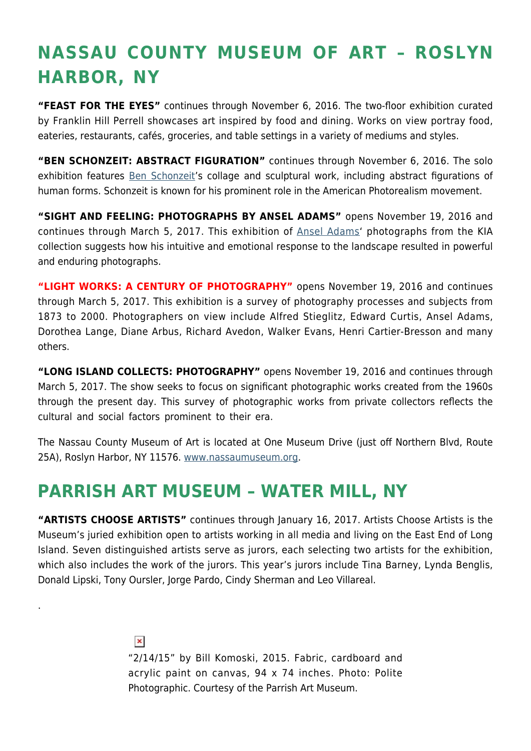## NASSAU COUNTY MUSEUM OF ART – ROSLYN HARBOR, NY

**"FEAST FOR THE EYES"** continues through November 6, 2016. The two-floor exhibition curated by Franklin Hill Perrell showcases art inspired by food and dining. Works on view portray food, eateries, restaurants, cafés, groceries, and table settings in a variety of mediums and styles.

**"BEN SCHONZEIT: ABSTRACT FIGURATION"** continues through November 6, 2016. The solo exhibition features Ben Schonzeit's collage and sculptural work, including abstract figurations of human forms. Schonzeit is known for his prominent role in the American Photorealism movement.

**"SIGHT AND FEELING: PHOTOGRAPHS BY ANSEL ADAMS"** opens November 19, 2016 and continues through March 5, 2017. This exhibition of Ansel Adams' photographs from the KIA collection suggests how his intuitive and emotional response to the landscape resulted in powerful and enduring photographs.

**"LIGHT WORKS: A CENTURY OF PHOTOGRAPHY"** opens November 19, 2016 and continues through March 5, 2017. This exhibition is a survey of photography processes and subjects from 1873 to 2000. Photographers on view include Alfred Stieglitz, Edward Curtis, Ansel Adams, Dorothea Lange, Diane Arbus, Richard Avedon, Walker Evans, Henri Cartier-Bresson and many others.

**"LONG ISLAND COLLECTS: PHOTOGRAPHY"** opens November 19, 2016 and continues through March 5, 2017. The show seeks to focus on significant photographic works created from the 1960s through the present day. This survey of photographic works from private collectors reflects the cultural and social factors prominent to their era.

The Nassau County Museum of Art is located at One Museum Drive (just off Northern Blvd, Route 25A), Roslyn Harbor, NY 11576. www.nassaumuseum.org.

## PARRISH ART MUSEUM – WATER MILL, NY

**"ARTISTS CHOOSE ARTISTS"** continues through January 16, 2017. Artists Choose Artists is the Museum's juried exhibition open to artists working in all media and living on the East End of Long Island. Seven distinguished artists serve as jurors, each selecting two artists for the exhibition, which also includes the work of the jurors. This year's jurors include Tina Barney, Lynda Benglis, Donald Lipski, Tony Oursler, Jorge Pardo, Cindy Sherman and Leo Villareal.

"2/14/15" by Bill Komoski, 2015. Fabric, cardboard and acrylic paint on canvas, 94 x 74 inches. Photo: Polite Photographic. Courtesy of the Parrish Art Museum.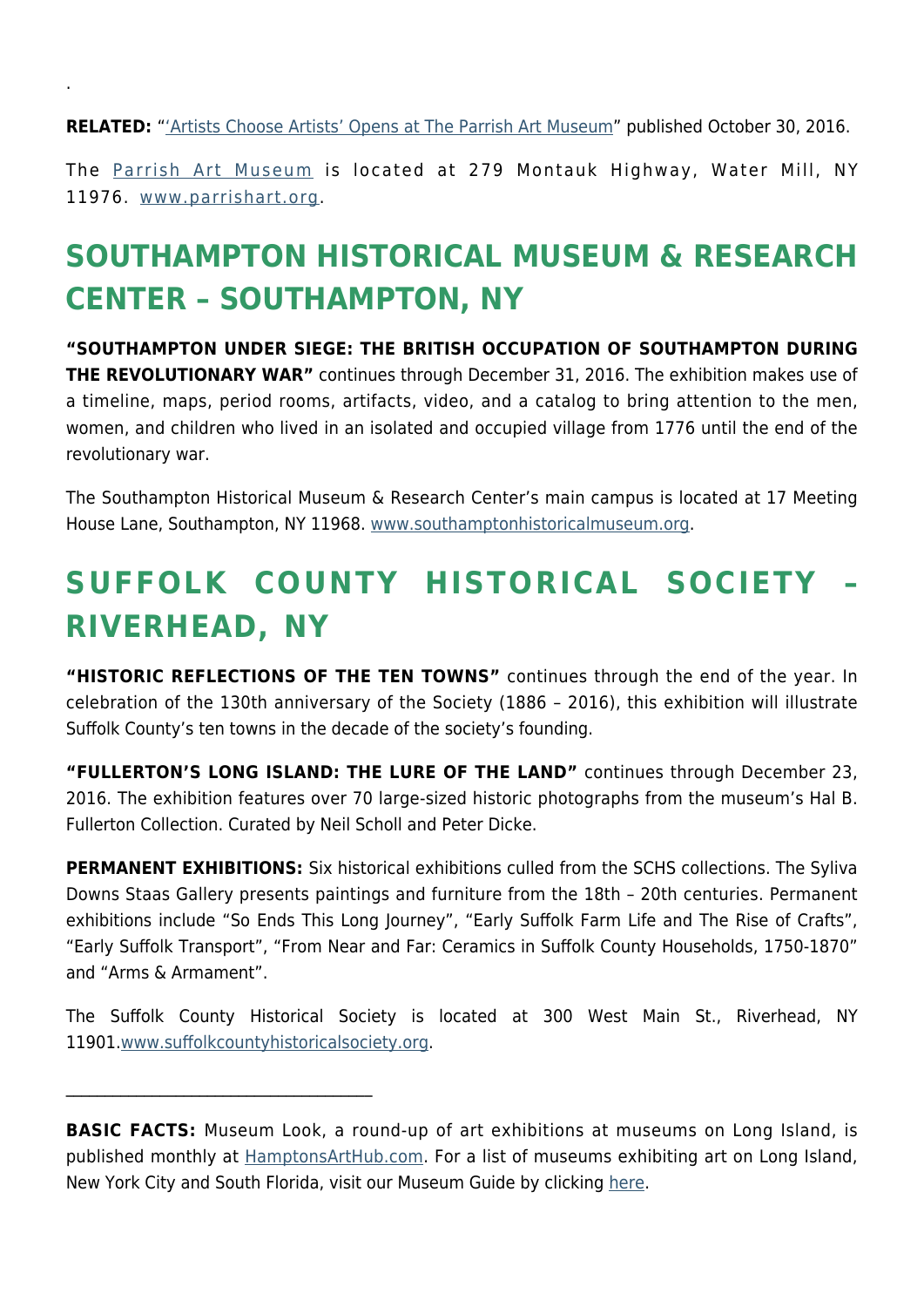.

**RELATED:** "'Artists Choose Artists' Opens at The Parrish Art Museum" published October 30, 2016.

The Parrish Art Museum is located at 279 Montauk Highway, Water Mill, NY 11976. www.parrishart.org.

## SOUTHAMPTON HISTORICAL MUSEUM & RESEARCH CENTER – SOUTHAMPTON, NY

**"SOUTHAMPTON UNDER SIEGE: THE BRITISH OCCUPATION OF SOUTHAMPTON DURING THE REVOLUTIONARY WAR"** continues through December 31, 2016. The exhibition makes use of a timeline, maps, period rooms, artifacts, video, and a catalog to bring attention to the men, women, and children who lived in an isolated and occupied village from 1776 until the end of the revolutionary war.

The Southampton Historical Museum & Research Center's main campus is located at 17 Meeting House Lane, Southampton, NY 11968. www.southamptonhistoricalmuseum.org.

## SUFFOLK COUNTY HISTORICAL SOCIETY – RIVERHEAD, NY

**"HISTORIC REFLECTIONS OF THE TEN TOWNS"** continues through the end of the year. In celebration of the 130th anniversary of the Society (1886 – 2016), this exhibition will illustrate Suffolk County's ten towns in the decade of the society's founding.

**"FULLERTON'S LONG ISLAND: THE LURE OF THE LAND"** continues through December 23, 2016. The exhibition features over 70 large-sized historic photographs from the museum's Hal B. Fullerton Collection. Curated by Neil Scholl and Peter Dicke.

**PERMANENT EXHIBITIONS:** Six historical exhibitions culled from the SCHS collections. The Syliva Downs Staas Gallery presents paintings and furniture from the 18th – 20th centuries. Permanent exhibitions include "So Ends This Long Journey", "Early Suffolk Farm Life and The Rise of Crafts", "Early Suffolk Transport", "From Near and Far: Ceramics in Suffolk County Households, 1750-1870" and "Arms & Armament".

The Suffolk County Historical Society is located at 300 West Main St., Riverhead, NY 11901.www.suffolkcountyhistoricalsociety.org.

---

**BASIC FACTS:** Museum Look, a round-up of art exhibitions at museums on Long Island, is published monthly at HamptonsArtHub.com. For a list of museums exhibiting art on Long Island, New York City and South Florida, visit our Museum Guide by clicking here.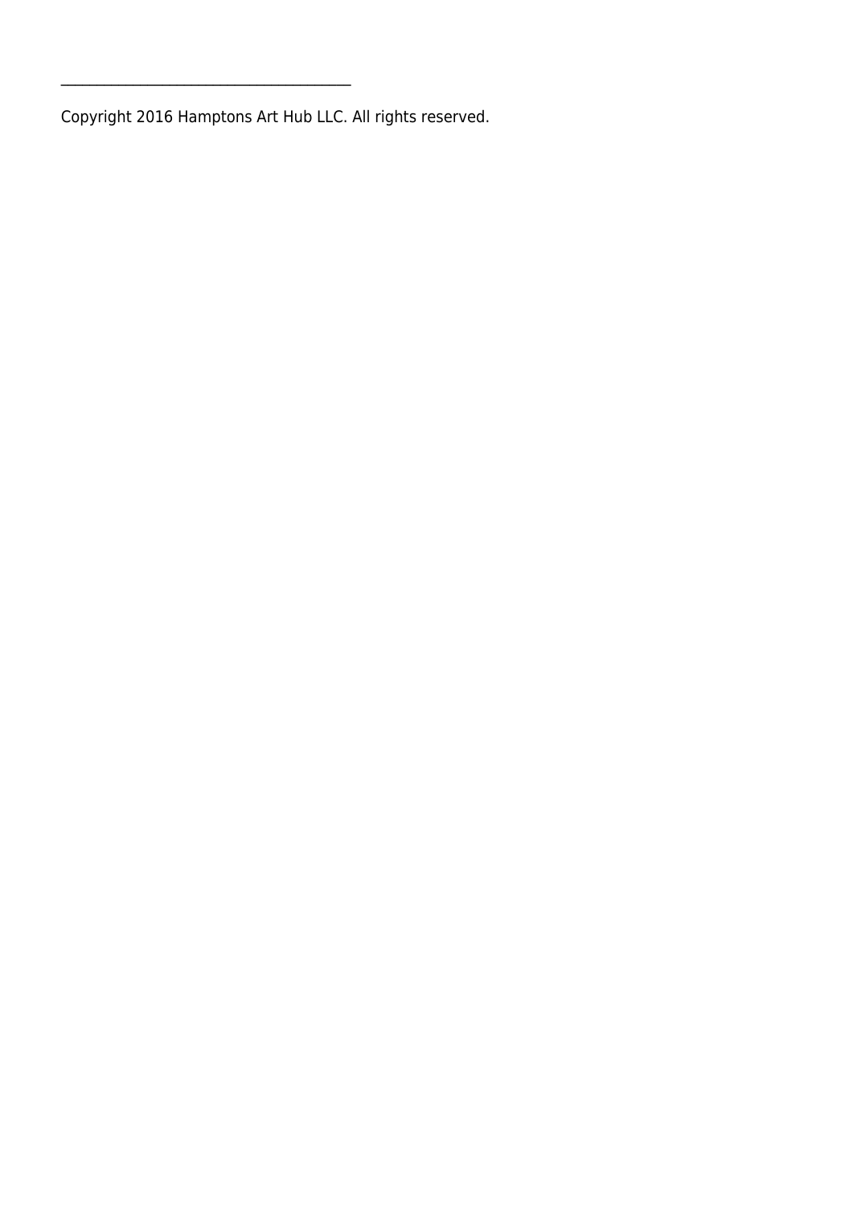\_\_\_\_\_\_\_\_\_\_\_\_\_\_\_\_\_\_\_\_\_\_\_\_\_\_\_\_\_\_\_\_\_\_\_\_\_\_\_

Copyright 2016 Hamptons Art Hub LLC. All rights reserved.